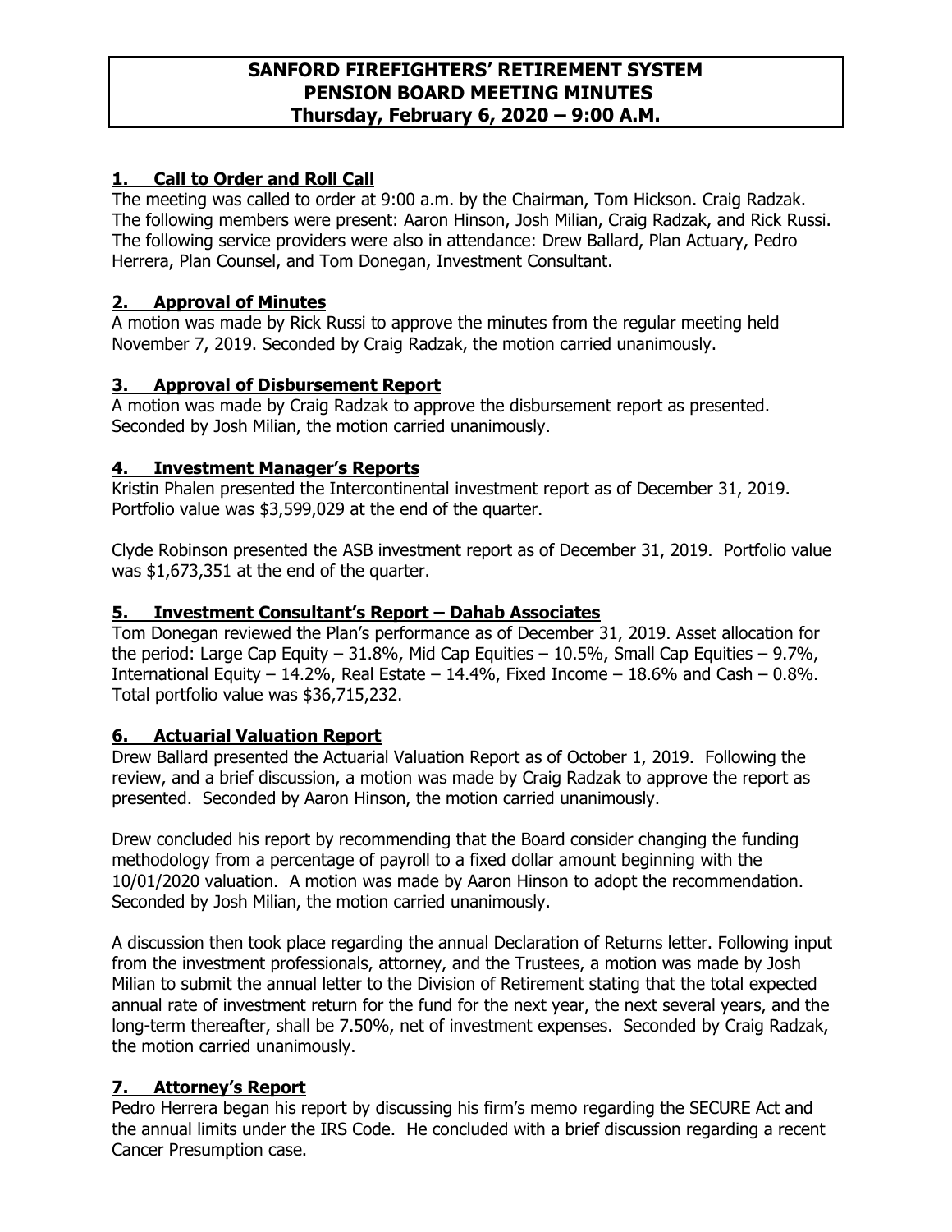# SANFORD FIREFIGHTERS' RETIREMENT SYSTEM
# PENSION BOARD MEETING MINUTES
# Thursday, February 6, 2020 – 9:00 A.M.

## 1. Call to Order and Roll Call

The meeting was called to order at 9:00 a.m. by the Chairman, Tom Hickson. Craig Radzak. The following members were present: Aaron Hinson, Josh Milian, Craig Radzak, and Rick Russi. The following service providers were also in attendance: Drew Ballard, Plan Actuary, Pedro Herrera, Plan Counsel, and Tom Donegan, Investment Consultant.

## 2. Approval of Minutes

A motion was made by Rick Russi to approve the minutes from the regular meeting held November 7, 2019. Seconded by Craig Radzak, the motion carried unanimously.

## 3. Approval of Disbursement Report

A motion was made by Craig Radzak to approve the disbursement report as presented. Seconded by Josh Milian, the motion carried unanimously.

## 4. Investment Manager's Reports

Kristin Phalen presented the Intercontinental investment report as of December 31, 2019. Portfolio value was $3,599,029 at the end of the quarter.

Clyde Robinson presented the ASB investment report as of December 31, 2019. Portfolio value was $1,673,351 at the end of the quarter.

## 5. Investment Consultant's Report – Dahab Associates

Tom Donegan reviewed the Plan's performance as of December 31, 2019. Asset allocation for the period: Large Cap Equity – 31.8%, Mid Cap Equities – 10.5%, Small Cap Equities – 9.7%, International Equity – 14.2%, Real Estate – 14.4%, Fixed Income – 18.6% and Cash – 0.8%. Total portfolio value was $36,715,232.

## 6. Actuarial Valuation Report

Drew Ballard presented the Actuarial Valuation Report as of October 1, 2019. Following the review, and a brief discussion, a motion was made by Craig Radzak to approve the report as presented. Seconded by Aaron Hinson, the motion carried unanimously.

Drew concluded his report by recommending that the Board consider changing the funding methodology from a percentage of payroll to a fixed dollar amount beginning with the 10/01/2020 valuation. A motion was made by Aaron Hinson to adopt the recommendation. Seconded by Josh Milian, the motion carried unanimously.

A discussion then took place regarding the annual Declaration of Returns letter. Following input from the investment professionals, attorney, and the Trustees, a motion was made by Josh Milian to submit the annual letter to the Division of Retirement stating that the total expected annual rate of investment return for the fund for the next year, the next several years, and the long-term thereafter, shall be 7.50%, net of investment expenses. Seconded by Craig Radzak, the motion carried unanimously.

## 7. Attorney's Report

Pedro Herrera began his report by discussing his firm's memo regarding the SECURE Act and the annual limits under the IRS Code. He concluded with a brief discussion regarding a recent Cancer Presumption case.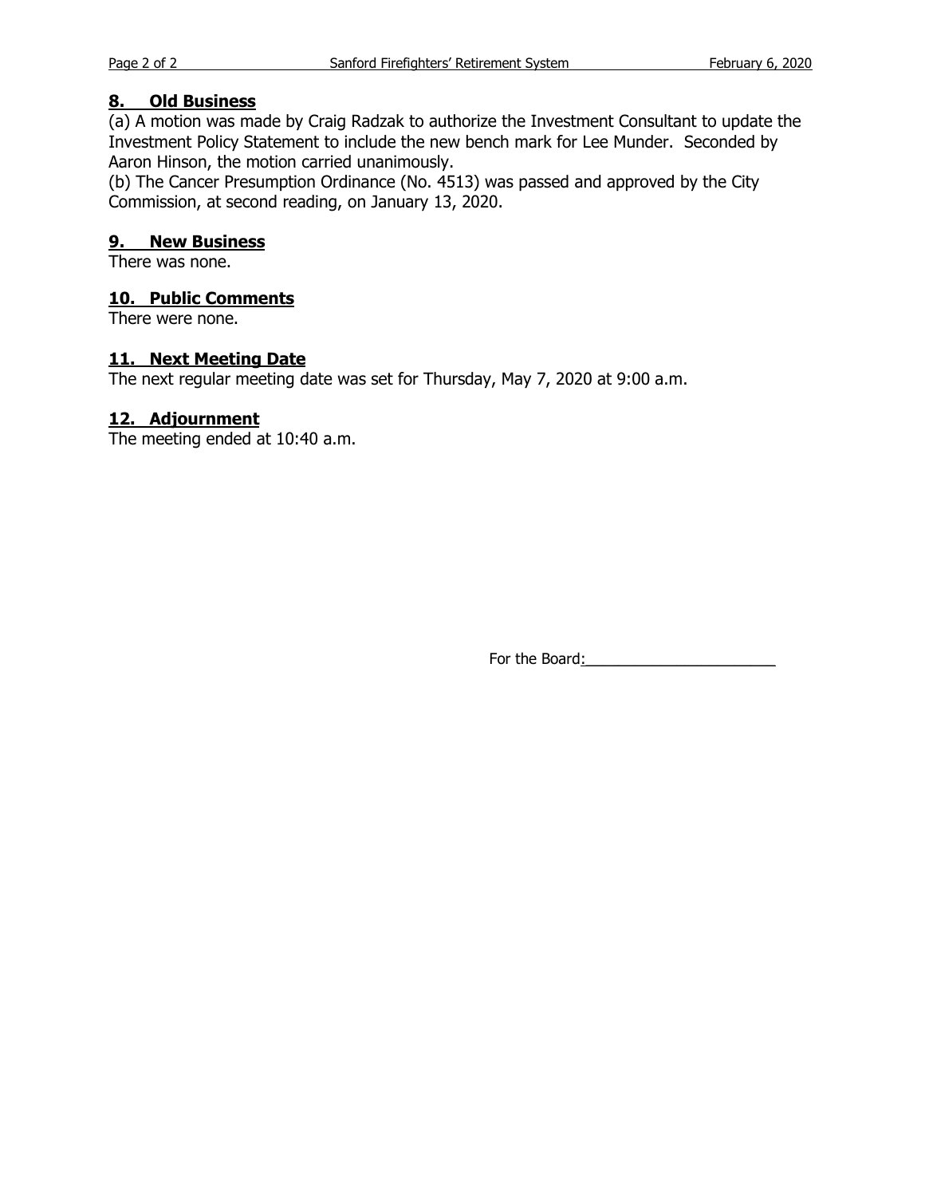## 8. Old Business

(a) A motion was made by Craig Radzak to authorize the Investment Consultant to update the Investment Policy Statement to include the new bench mark for Lee Munder. Seconded by Aaron Hinson, the motion carried unanimously.

(b) The Cancer Presumption Ordinance (No. 4513) was passed and approved by the City Commission, at second reading, on January 13, 2020.

## 9. New Business

There was none.

## 10. Public Comments

There were none.

## 11. Next Meeting Date

The next regular meeting date was set for Thursday, May 7, 2020 at 9:00 a.m.

## 12. Adjournment

The meeting ended at 10:40 a.m.

For the Board:______________________